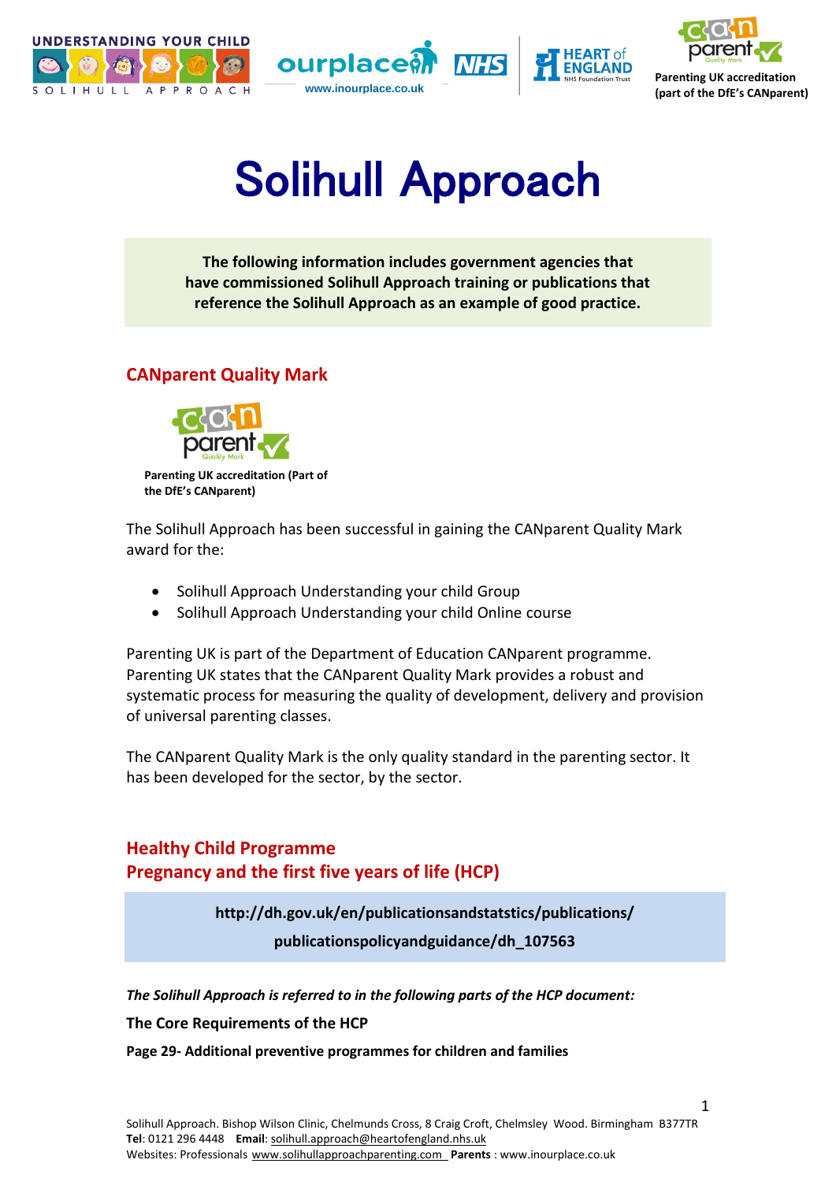# Solihull Approach

**The following information includes government agencies that have commissioned Solihull Approach training or publications that reference the Solihull Approach as an example of good practice.**

## CANparent Quality Mark

**Parenting UK accreditation (Part of the DfE's CANparent)**

The Solihull Approach has been successful in gaining the CANparent Quality Mark award for the:

- Solihull Approach Understanding your child Group
- Solihull Approach Understanding your child Online course

Parenting UK is part of the Department of Education CANparent programme. Parenting UK states that the CANparent Quality Mark provides a robust and systematic process for measuring the quality of development, delivery and provision of universal parenting classes.

The CANparent Quality Mark is the only quality standard in the parenting sector. It has been developed for the sector, by the sector.

## Healthy Child Programme
## Pregnancy and the first five years of life (HCP)

**http://dh.gov.uk/en/publicationsandstatstics/publications/publicationspolicyandguidance/dh_107563**

***The Solihull Approach is referred to in the following parts of the HCP document:***

**The Core Requirements of the HCP**

**Page 29- Additional preventive programmes for children and families**

Solihull Approach. Bishop Wilson Clinic, Chelmunds Cross, 8 Craig Croft, Chelmsley Wood. Birmingham B377TR
**Tel**: 0121 296 4448 **Email**: solihull.approach@heartofengland.nhs.uk
Websites: Professionals www.solihullapproachparenting.com **Parents** : www.inourplace.co.uk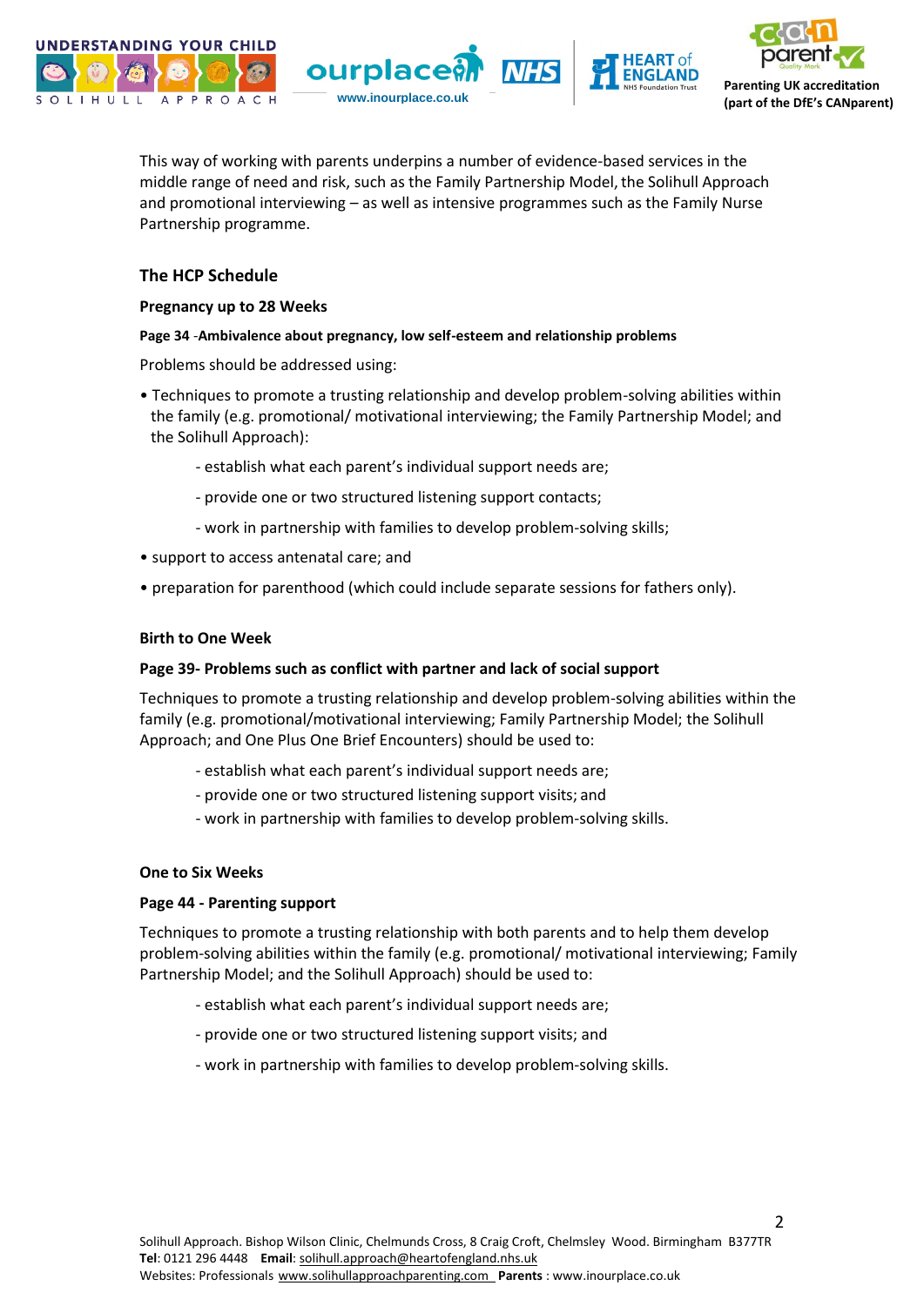This way of working with parents underpins a number of evidence-based services in the middle range of need and risk, such as the Family Partnership Model, the Solihull Approach and promotional interviewing – as well as intensive programmes such as the Family Nurse Partnership programme.

## The HCP Schedule

### Pregnancy up to 28 Weeks

**Page 34 -Ambivalence about pregnancy, low self-esteem and relationship problems**

Problems should be addressed using:

- Techniques to promote a trusting relationship and develop problem-solving abilities within the family (e.g. promotional/ motivational interviewing; the Family Partnership Model; and the Solihull Approach):
  - establish what each parent's individual support needs are;
  - provide one or two structured listening support contacts;
  - work in partnership with families to develop problem-solving skills;
- support to access antenatal care; and
- preparation for parenthood (which could include separate sessions for fathers only).

### Birth to One Week

**Page 39- Problems such as conflict with partner and lack of social support**

Techniques to promote a trusting relationship and develop problem-solving abilities within the family (e.g. promotional/motivational interviewing; Family Partnership Model; the Solihull Approach; and One Plus One Brief Encounters) should be used to:

- establish what each parent's individual support needs are;
- provide one or two structured listening support visits; and
- work in partnership with families to develop problem-solving skills.

### One to Six Weeks

**Page 44 - Parenting support**

Techniques to promote a trusting relationship with both parents and to help them develop problem-solving abilities within the family (e.g. promotional/ motivational interviewing; Family Partnership Model; and the Solihull Approach) should be used to:

- establish what each parent's individual support needs are;
- provide one or two structured listening support visits; and
- work in partnership with families to develop problem-solving skills.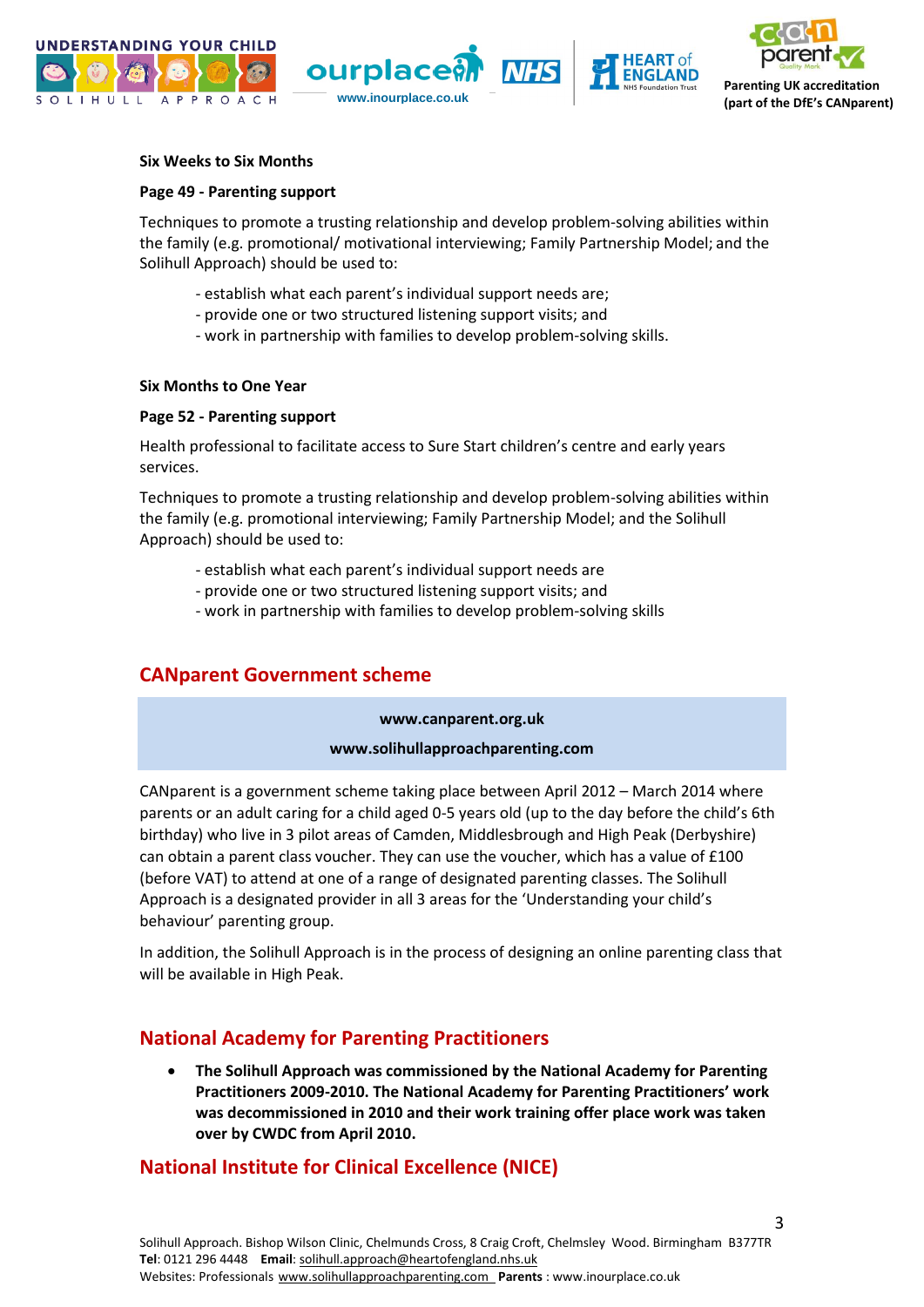**Six Weeks to Six Months**

**Page 49 - Parenting support**

Techniques to promote a trusting relationship and develop problem-solving abilities within the family (e.g. promotional/ motivational interviewing; Family Partnership Model; and the Solihull Approach) should be used to:

- establish what each parent's individual support needs are;
- provide one or two structured listening support visits; and
- work in partnership with families to develop problem-solving skills.

**Six Months to One Year**

**Page 52 - Parenting support**

Health professional to facilitate access to Sure Start children's centre and early years services.

Techniques to promote a trusting relationship and develop problem-solving abilities within the family (e.g. promotional interviewing; Family Partnership Model; and the Solihull Approach) should be used to:

- establish what each parent's individual support needs are
- provide one or two structured listening support visits; and
- work in partnership with families to develop problem-solving skills

## CANparent Government scheme

**www.canparent.org.uk**

**www.solihullapproachparenting.com**

CANparent is a government scheme taking place between April 2012 – March 2014 where parents or an adult caring for a child aged 0-5 years old (up to the day before the child's 6th birthday) who live in 3 pilot areas of Camden, Middlesbrough and High Peak (Derbyshire) can obtain a parent class voucher. They can use the voucher, which has a value of £100 (before VAT) to attend at one of a range of designated parenting classes. The Solihull Approach is a designated provider in all 3 areas for the 'Understanding your child's behaviour' parenting group.

In addition, the Solihull Approach is in the process of designing an online parenting class that will be available in High Peak.

## National Academy for Parenting Practitioners

- **The Solihull Approach was commissioned by the National Academy for Parenting Practitioners 2009-2010. The National Academy for Parenting Practitioners' work was decommissioned in 2010 and their work training offer place work was taken over by CWDC from April 2010.**

## National Institute for Clinical Excellence (NICE)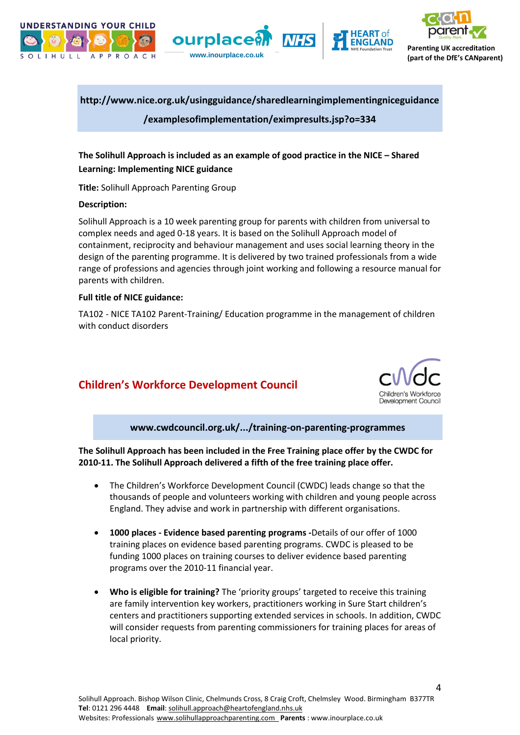**http://www.nice.org.uk/usingguidance/sharedlearningimplementingniceguidance/examplesofimplementation/eximpresults.jsp?o=334**

**The Solihull Approach is included as an example of good practice in the NICE – Shared Learning: Implementing NICE guidance**

**Title:** Solihull Approach Parenting Group

**Description:**

Solihull Approach is a 10 week parenting group for parents with children from universal to complex needs and aged 0-18 years. It is based on the Solihull Approach model of containment, reciprocity and behaviour management and uses social learning theory in the design of the parenting programme. It is delivered by two trained professionals from a wide range of professions and agencies through joint working and following a resource manual for parents with children.

**Full title of NICE guidance:**

TA102 - NICE TA102 Parent-Training/ Education programme in the management of children with conduct disorders

## Children's Workforce Development Council

**www.cwdcouncil.org.uk/.../training-on-parenting-programmes**

**The Solihull Approach has been included in the Free Training place offer by the CWDC for 2010-11. The Solihull Approach delivered a fifth of the free training place offer.**

- The Children's Workforce Development Council (CWDC) leads change so that the thousands of people and volunteers working with children and young people across England. They advise and work in partnership with different organisations.
- **1000 places - Evidence based parenting programs -**Details of our offer of 1000 training places on evidence based parenting programs. CWDC is pleased to be funding 1000 places on training courses to deliver evidence based parenting programs over the 2010-11 financial year.
- **Who is eligible for training?** The 'priority groups' targeted to receive this training are family intervention key workers, practitioners working in Sure Start children's centers and practitioners supporting extended services in schools. In addition, CWDC will consider requests from parenting commissioners for training places for areas of local priority.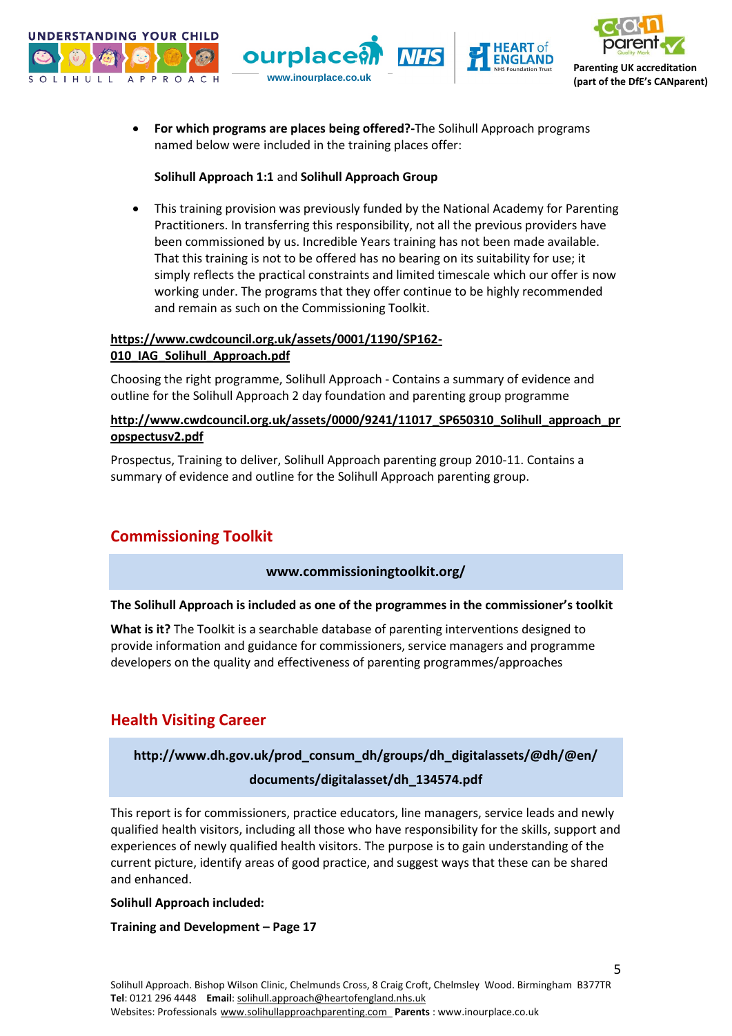- **For which programs are places being offered?-**The Solihull Approach programs named below were included in the training places offer:

  **Solihull Approach 1:1** and **Solihull Approach Group**

- This training provision was previously funded by the National Academy for Parenting Practitioners. In transferring this responsibility, not all the previous providers have been commissioned by us. Incredible Years training has not been made available. That this training is not to be offered has no bearing on its suitability for use; it simply reflects the practical constraints and limited timescale which our offer is now working under. The programs that they offer continue to be highly recommended and remain as such on the Commissioning Toolkit.

**https://www.cwdcouncil.org.uk/assets/0001/1190/SP162-010_IAG_Solihull_Approach.pdf**

Choosing the right programme, Solihull Approach - Contains a summary of evidence and outline for the Solihull Approach 2 day foundation and parenting group programme

**http://www.cwdcouncil.org.uk/assets/0000/9241/11017_SP650310_Solihull_approach_prospectusv2.pdf**

Prospectus, Training to deliver, Solihull Approach parenting group 2010-11. Contains a summary of evidence and outline for the Solihull Approach parenting group.

## Commissioning Toolkit

**www.commissioningtoolkit.org/**

**The Solihull Approach is included as one of the programmes in the commissioner's toolkit**

**What is it?** The Toolkit is a searchable database of parenting interventions designed to provide information and guidance for commissioners, service managers and programme developers on the quality and effectiveness of parenting programmes/approaches

## Health Visiting Career

**http://www.dh.gov.uk/prod_consum_dh/groups/dh_digitalassets/@dh/@en/documents/digitalasset/dh_134574.pdf**

This report is for commissioners, practice educators, line managers, service leads and newly qualified health visitors, including all those who have responsibility for the skills, support and experiences of newly qualified health visitors. The purpose is to gain understanding of the current picture, identify areas of good practice, and suggest ways that these can be shared and enhanced.

**Solihull Approach included:**

**Training and Development – Page 17**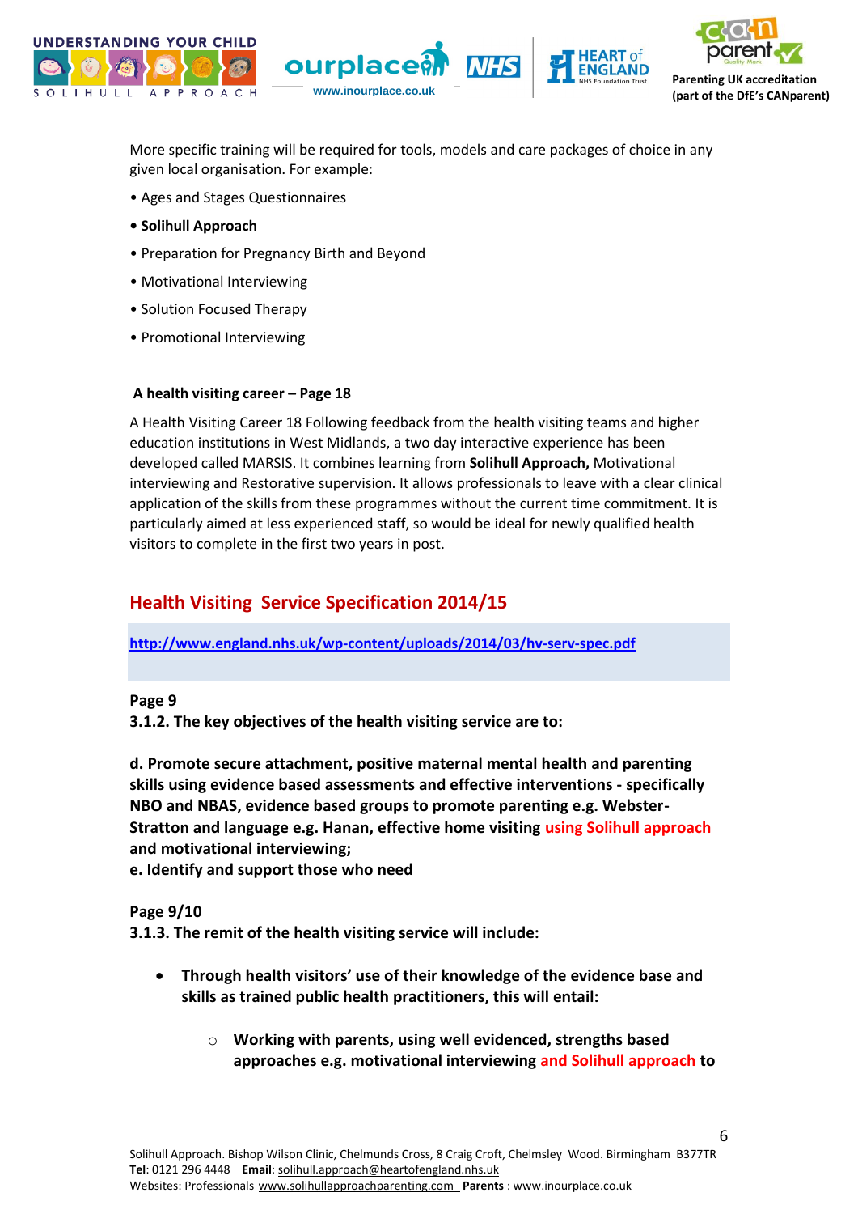More specific training will be required for tools, models and care packages of choice in any given local organisation. For example:

- Ages and Stages Questionnaires
- **Solihull Approach**
- Preparation for Pregnancy Birth and Beyond
- Motivational Interviewing
- Solution Focused Therapy
- Promotional Interviewing

**A health visiting career – Page 18**

A Health Visiting Career 18 Following feedback from the health visiting teams and higher education institutions in West Midlands, a two day interactive experience has been developed called MARSIS. It combines learning from **Solihull Approach,** Motivational interviewing and Restorative supervision. It allows professionals to leave with a clear clinical application of the skills from these programmes without the current time commitment. It is particularly aimed at less experienced staff, so would be ideal for newly qualified health visitors to complete in the first two years in post.

## Health Visiting Service Specification 2014/15

http://www.england.nhs.uk/wp-content/uploads/2014/03/hv-serv-spec.pdf

**Page 9**
**3.1.2. The key objectives of the health visiting service are to:**

**d. Promote secure attachment, positive maternal mental health and parenting skills using evidence based assessments and effective interventions - specifically NBO and NBAS, evidence based groups to promote parenting e.g. Webster-Stratton and language e.g. Hanan, effective home visiting using Solihull approach and motivational interviewing;**
**e. Identify and support those who need**

**Page 9/10**
**3.1.3. The remit of the health visiting service will include:**

- **Through health visitors' use of their knowledge of the evidence base and skills as trained public health practitioners, this will entail:**
    - **Working with parents, using well evidenced, strengths based approaches e.g. motivational interviewing and Solihull approach to**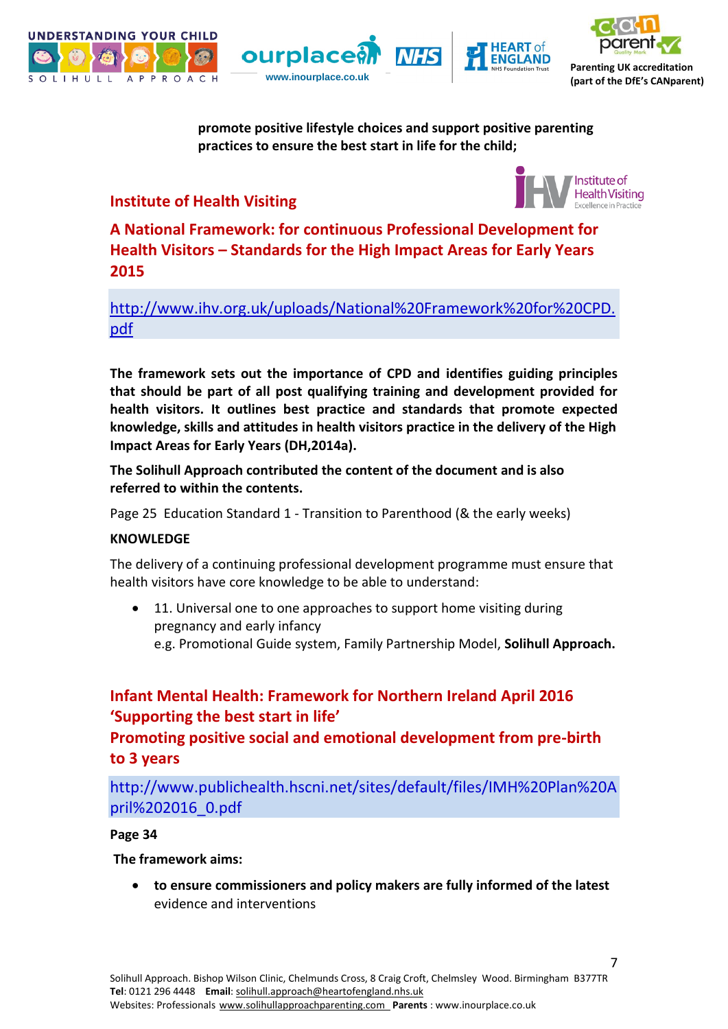**promote positive lifestyle choices and support positive parenting practices to ensure the best start in life for the child;**

## Institute of Health Visiting

## A National Framework: for continuous Professional Development for Health Visitors – Standards for the High Impact Areas for Early Years 2015

http://www.ihv.org.uk/uploads/National%20Framework%20for%20CPD.pdf

**The framework sets out the importance of CPD and identifies guiding principles that should be part of all post qualifying training and development provided for health visitors. It outlines best practice and standards that promote expected knowledge, skills and attitudes in health visitors practice in the delivery of the High Impact Areas for Early Years (DH,2014a).**

**The Solihull Approach contributed the content of the document and is also referred to within the contents.**

Page 25 Education Standard 1 - Transition to Parenthood (& the early weeks)

**KNOWLEDGE**

The delivery of a continuing professional development programme must ensure that health visitors have core knowledge to be able to understand:

- 11. Universal one to one approaches to support home visiting during pregnancy and early infancy
  e.g. Promotional Guide system, Family Partnership Model, **Solihull Approach.**

## Infant Mental Health: Framework for Northern Ireland April 2016 'Supporting the best start in life'
## Promoting positive social and emotional development from pre-birth to 3 years

http://www.publichealth.hscni.net/sites/default/files/IMH%20Plan%20April%202016_0.pdf

**Page 34**

**The framework aims:**

- **to ensure commissioners and policy makers are fully informed of the latest** evidence and interventions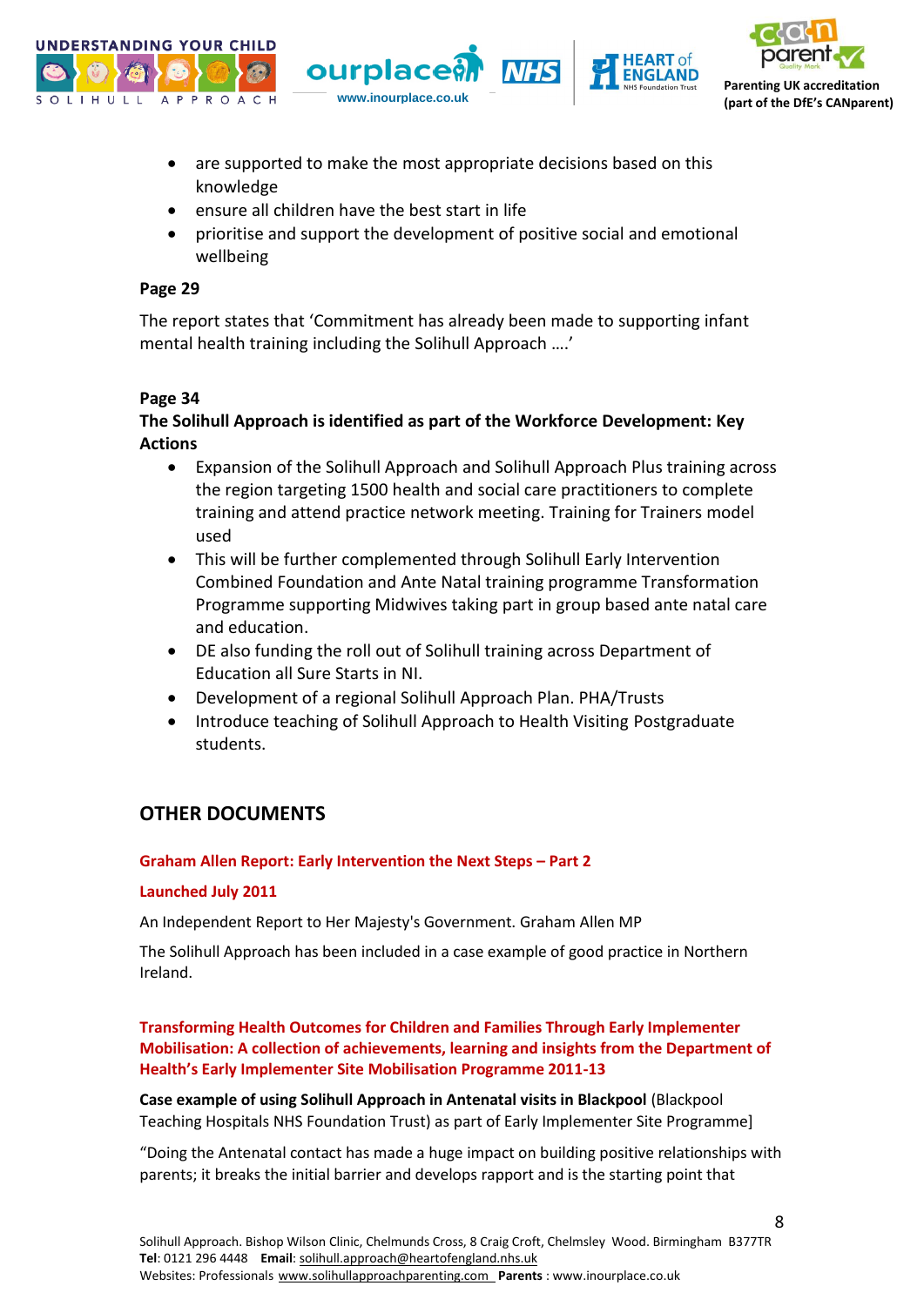- are supported to make the most appropriate decisions based on this knowledge
- ensure all children have the best start in life
- prioritise and support the development of positive social and emotional wellbeing

**Page 29**

The report states that 'Commitment has already been made to supporting infant mental health training including the Solihull Approach ….'

**Page 34**

**The Solihull Approach is identified as part of the Workforce Development: Key Actions**

- Expansion of the Solihull Approach and Solihull Approach Plus training across the region targeting 1500 health and social care practitioners to complete training and attend practice network meeting. Training for Trainers model used
- This will be further complemented through Solihull Early Intervention Combined Foundation and Ante Natal training programme Transformation Programme supporting Midwives taking part in group based ante natal care and education.
- DE also funding the roll out of Solihull training across Department of Education all Sure Starts in NI.
- Development of a regional Solihull Approach Plan. PHA/Trusts
- Introduce teaching of Solihull Approach to Health Visiting Postgraduate students.

## OTHER DOCUMENTS

**Graham Allen Report: Early Intervention the Next Steps – Part 2**

**Launched July 2011**

An Independent Report to Her Majesty's Government. Graham Allen MP

The Solihull Approach has been included in a case example of good practice in Northern Ireland.

**Transforming Health Outcomes for Children and Families Through Early Implementer Mobilisation: A collection of achievements, learning and insights from the Department of Health's Early Implementer Site Mobilisation Programme 2011-13**

**Case example of using Solihull Approach in Antenatal visits in Blackpool** (Blackpool Teaching Hospitals NHS Foundation Trust) as part of Early Implementer Site Programme]

"Doing the Antenatal contact has made a huge impact on building positive relationships with parents; it breaks the initial barrier and develops rapport and is the starting point that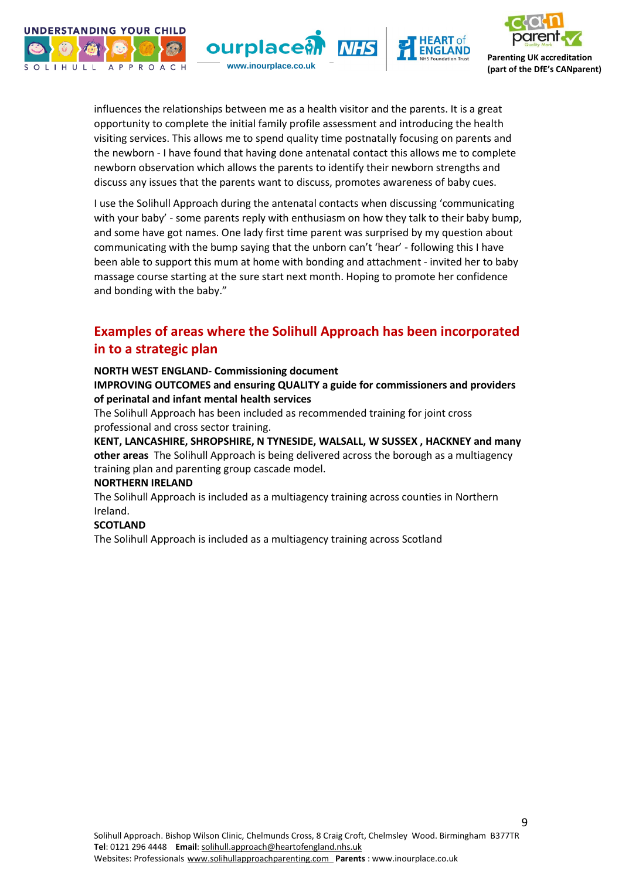influences the relationships between me as a health visitor and the parents. It is a great opportunity to complete the initial family profile assessment and introducing the health visiting services. This allows me to spend quality time postnatally focusing on parents and the newborn - I have found that having done antenatal contact this allows me to complete newborn observation which allows the parents to identify their newborn strengths and discuss any issues that the parents want to discuss, promotes awareness of baby cues.

I use the Solihull Approach during the antenatal contacts when discussing 'communicating with your baby' - some parents reply with enthusiasm on how they talk to their baby bump, and some have got names. One lady first time parent was surprised by my question about communicating with the bump saying that the unborn can't 'hear' - following this I have been able to support this mum at home with bonding and attachment - invited her to baby massage course starting at the sure start next month. Hoping to promote her confidence and bonding with the baby."

## Examples of areas where the Solihull Approach has been incorporated in to a strategic plan

**NORTH WEST ENGLAND- Commissioning document**
**IMPROVING OUTCOMES and ensuring QUALITY a guide for commissioners and providers of perinatal and infant mental health services**
The Solihull Approach has been included as recommended training for joint cross professional and cross sector training.
**KENT, LANCASHIRE, SHROPSHIRE, N TYNESIDE, WALSALL, W SUSSEX , HACKNEY and many other areas** The Solihull Approach is being delivered across the borough as a multiagency training plan and parenting group cascade model.
**NORTHERN IRELAND**
The Solihull Approach is included as a multiagency training across counties in Northern Ireland.
**SCOTLAND**
The Solihull Approach is included as a multiagency training across Scotland